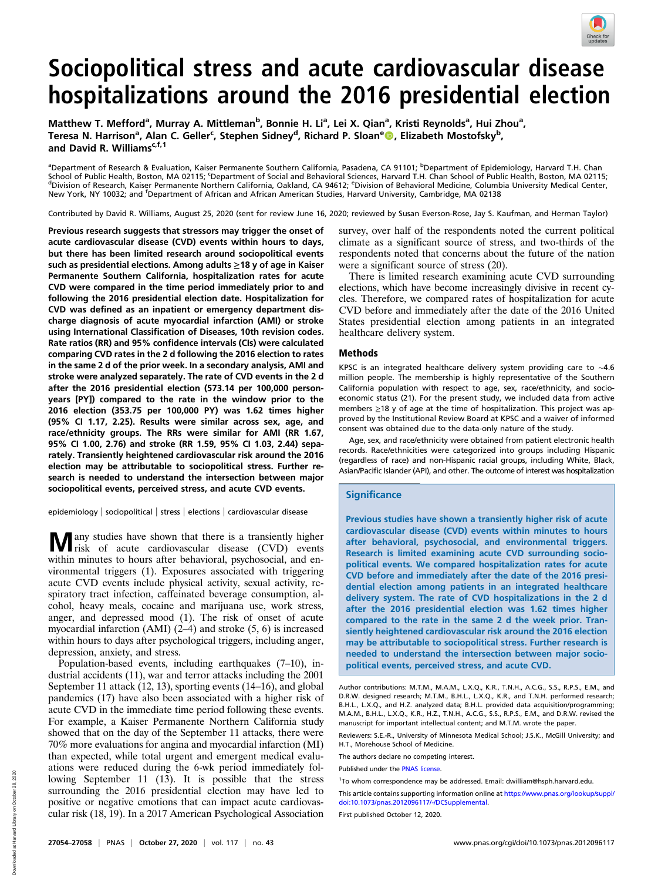# Sociopolitical stress and acute cardiovascular disease hospitalizations around the 2016 presidential election

Matthew T. Mefford[a], Murray A. Mittleman[b], Bonnie H. Li[a], Lei X. Qian[a], Kristi Reynolds[a], Hui Zhou[a], Teresa N. Harrison[a], Alan C. Geller[c], Stephen Sidney[d], Richard P. Sloan[e], Elizabeth Mostofsky[b], and David R. Williams[c,f,1]

[a]Department of Research & Evaluation, Kaiser Permanente Southern California, Pasadena, CA 91101; [b]Department of Epidemiology, Harvard T.H. Chan School of Public Health, Boston, MA 02115; [c]Department of Social and Behavioral Sciences, Harvard T.H. Chan School of Public Health, Boston, MA 02115; [d]Division of Research, Kaiser Permanente Northern California, Oakland, CA 94612; [e]Division of Behavioral Medicine, Columbia University Medical Center, New York, NY 10032; and [f]Department of African and African American Studies, Harvard University, Cambridge, MA 02138

Contributed by David R. Williams, August 25, 2020 (sent for review June 16, 2020; reviewed by Susan Everson-Rose, Jay S. Kaufman, and Herman Taylor)

**Previous research suggests that stressors may trigger the onset of acute cardiovascular disease (CVD) events within hours to days, but there has been limited research around sociopolitical events such as presidential elections. Among adults ≥18 y of age in Kaiser Permanente Southern California, hospitalization rates for acute CVD were compared in the time period immediately prior to and following the 2016 presidential election date. Hospitalization for CVD was defined as an inpatient or emergency department discharge diagnosis of acute myocardial infarction (AMI) or stroke using International Classification of Diseases, 10th revision codes. Rate ratios (RR) and 95% confidence intervals (CIs) were calculated comparing CVD rates in the 2 d following the 2016 election to rates in the same 2 d of the prior week. In a secondary analysis, AMI and stroke were analyzed separately. The rate of CVD events in the 2 d after the 2016 presidential election (573.14 per 100,000 person-years [PY]) compared to the rate in the window prior to the 2016 election (353.75 per 100,000 PY) was 1.62 times higher (95% CI 1.17, 2.25). Results were similar across sex, age, and race/ethnicity groups. The RRs were similar for AMI (RR 1.67, 95% CI 1.00, 2.76) and stroke (RR 1.59, 95% CI 1.03, 2.44) separately. Transiently heightened cardiovascular risk around the 2016 election may be attributable to sociopolitical stress. Further research is needed to understand the intersection between major sociopolitical events, perceived stress, and acute CVD events.**

epidemiology | sociopolitical | stress | elections | cardiovascular disease

Many studies have shown that there is a transiently higher risk of acute cardiovascular disease (CVD) events within minutes to hours after behavioral, psychosocial, and environmental triggers (1). Exposures associated with triggering acute CVD events include physical activity, sexual activity, respiratory tract infection, caffeinated beverage consumption, alcohol, heavy meals, cocaine and marijuana use, work stress, anger, and depressed mood (1). The risk of onset of acute myocardial infarction (AMI) (2–4) and stroke (5, 6) is increased within hours to days after psychological triggers, including anger, depression, anxiety, and stress.

Population-based events, including earthquakes (7–10), industrial accidents (11), war and terror attacks including the 2001 September 11 attack (12, 13), sporting events (14–16), and global pandemics (17) have also been associated with a higher risk of acute CVD in the immediate time period following these events. For example, a Kaiser Permanente Northern California study showed that on the day of the September 11 attacks, there were 70% more evaluations for angina and myocardial infarction (MI) than expected, while total urgent and emergent medical evaluations were reduced during the 6-wk period immediately following September 11 (13). It is possible that the stress surrounding the 2016 presidential election may have led to positive or negative emotions that can impact acute cardiovascular risk (18, 19). In a 2017 American Psychological Association survey, over half of the respondents noted the current political climate as a significant source of stress, and two-thirds of the respondents noted that concerns about the future of the nation were a significant source of stress (20).

There is limited research examining acute CVD surrounding elections, which have become increasingly divisive in recent cycles. Therefore, we compared rates of hospitalization for acute CVD before and immediately after the date of the 2016 United States presidential election among patients in an integrated healthcare delivery system.

## Methods

KPSC is an integrated healthcare delivery system providing care to ∼4.6 million people. The membership is highly representative of the Southern California population with respect to age, sex, race/ethnicity, and socioeconomic status (21). For the present study, we included data from active members ≥18 y of age at the time of hospitalization. This project was approved by the Institutional Review Board at KPSC and a waiver of informed consent was obtained due to the data-only nature of the study.

Age, sex, and race/ethnicity were obtained from patient electronic health records. Race/ethnicities were categorized into groups including Hispanic (regardless of race) and non-Hispanic racial groups, including White, Black, Asian/Pacific Islander (API), and other. The outcome of interest was hospitalization

### Significance

Previous studies have shown a transiently higher risk of acute cardiovascular disease (CVD) events within minutes to hours after behavioral, psychosocial, and environmental triggers. Research is limited examining acute CVD surrounding sociopolitical events. We compared hospitalization rates for acute CVD before and immediately after the date of the 2016 presidential election among patients in an integrated healthcare delivery system. The rate of CVD hospitalizations in the 2 d after the 2016 presidential election was 1.62 times higher compared to the rate in the same 2 d the week prior. Transiently heightened cardiovascular risk around the 2016 election may be attributable to sociopolitical stress. Further research is needed to understand the intersection between major sociopolitical events, perceived stress, and acute CVD.

Author contributions: M.T.M., M.A.M., L.X.Q., K.R., T.N.H., A.C.G., S.S., R.P.S., E.M., and D.R.W. designed research; M.T.M., B.H.L., L.X.Q., K.R., and T.N.H. performed research; B.H.L., L.X.Q., and H.Z. analyzed data; B.H.L. provided data acquisition/programming; M.A.M., B.H.L., L.X.Q., K.R., H.Z., T.N.H., A.C.G., S.S., R.P.S., E.M., and D.R.W. revised the manuscript for important intellectual content; and M.T.M. wrote the paper.

Reviewers: S.E.-R., University of Minnesota Medical School; J.S.K., McGill University; and H.T., Morehouse School of Medicine.

The authors declare no competing interest.

Published under the PNAS license.

[1]To whom correspondence may be addressed. Email: dwilliam@hsph.harvard.edu.

This article contains supporting information online at https://www.pnas.org/lookup/suppl/doi:10.1073/pnas.2012096117/-/DCSupplemental.

First published October 12, 2020.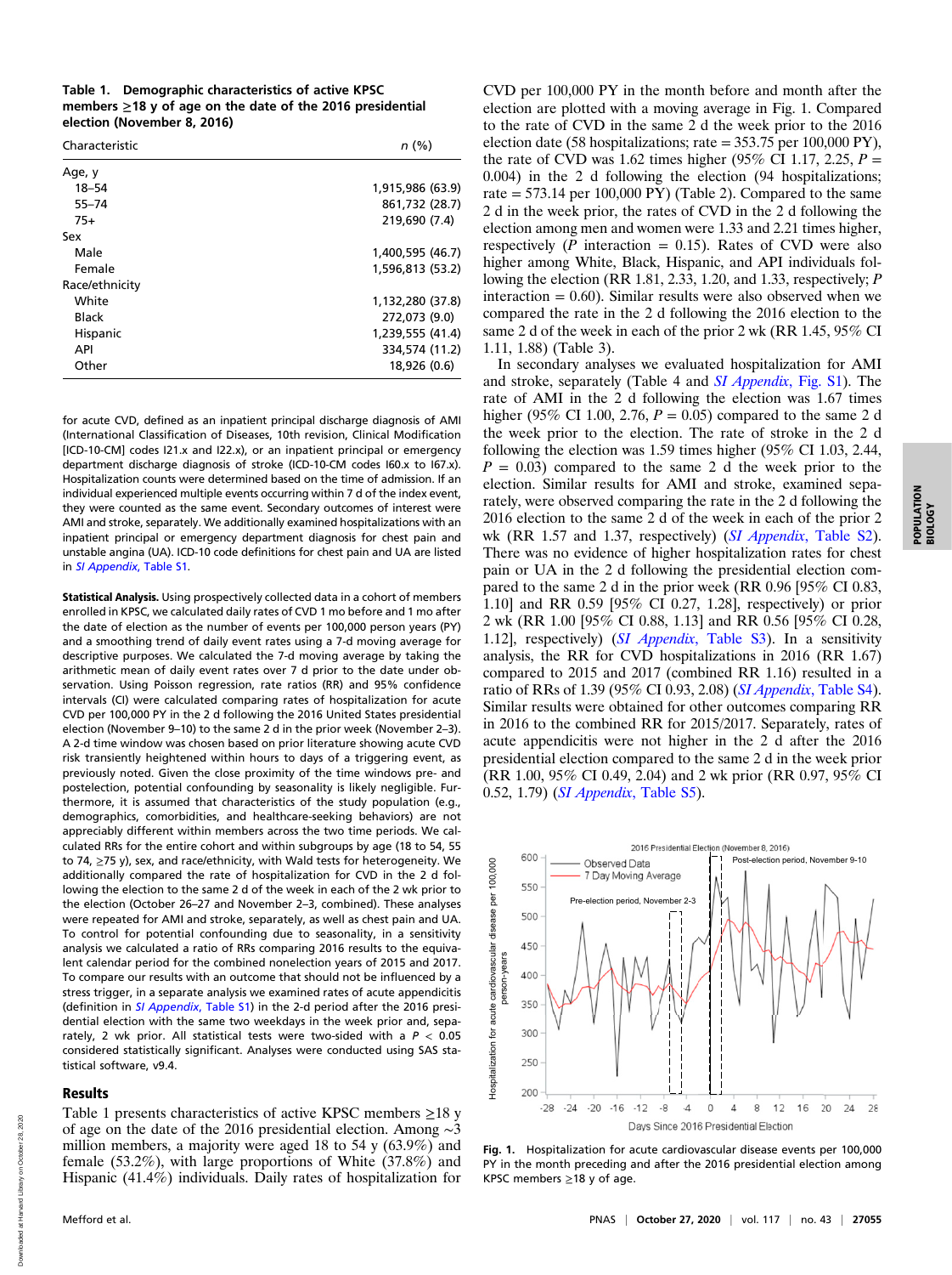**Table 1. Demographic characteristics of active KPSC members ≥18 y of age on the date of the 2016 presidential election (November 8, 2016)**

| Characteristic | n (%) |
|---|---|
| Age, y | |
| 18–54 | 1,915,986 (63.9) |
| 55–74 | 861,732 (28.7) |
| 75+ | 219,690 (7.4) |
| Sex | |
| Male | 1,400,595 (46.7) |
| Female | 1,596,813 (53.2) |
| Race/ethnicity | |
| White | 1,132,280 (37.8) |
| Black | 272,073 (9.0) |
| Hispanic | 1,239,555 (41.4) |
| API | 334,574 (11.2) |
| Other | 18,926 (0.6) |

for acute CVD, defined as an inpatient principal discharge diagnosis of AMI (International Classification of Diseases, 10th revision, Clinical Modification [ICD-10-CM] codes I21.x and I22.x), or an inpatient principal or emergency department discharge diagnosis of stroke (ICD-10-CM codes I60.x to I67.x). Hospitalization counts were determined based on the time of admission. If an individual experienced multiple events occurring within 7 d of the index event, they were counted as the same event. Secondary outcomes of interest were AMI and stroke, separately. We additionally examined hospitalizations with an inpatient principal or emergency department diagnosis for chest pain and unstable angina (UA). ICD-10 code definitions for chest pain and UA are listed in *SI Appendix*, Table S1.

**Statistical Analysis.** Using prospectively collected data in a cohort of members enrolled in KPSC, we calculated daily rates of CVD 1 mo before and 1 mo after the date of election as the number of events per 100,000 person years (PY) and a smoothing trend of daily event rates using a 7-d moving average for descriptive purposes. We calculated the 7-d moving average by taking the arithmetic mean of daily event rates over 7 d prior to the date under observation. Using Poisson regression, rate ratios (RR) and 95% confidence intervals (CI) were calculated comparing rates of hospitalization for acute CVD per 100,000 PY in the 2 d following the 2016 United States presidential election (November 9–10) to the same 2 d in the prior week (November 2–3). A 2-d time window was chosen based on prior literature showing acute CVD risk transiently heightened within hours to days of a triggering event, as previously noted. Given the close proximity of the time windows pre- and postelection, potential confounding by seasonality is likely negligible. Furthermore, it is assumed that characteristics of the study population (e.g., demographics, comorbidities, and healthcare-seeking behaviors) are not appreciably different within members across the two time periods. We calculated RRs for the entire cohort and within subgroups by age (18 to 54, 55 to 74, ≥75 y), sex, and race/ethnicity, with Wald tests for heterogeneity. We additionally compared the rate of hospitalization for CVD in the 2 d following the election to the same 2 d of the week in each of the 2 wk prior to the election (October 26–27 and November 2–3, combined). These analyses were repeated for AMI and stroke, separately, as well as chest pain and UA. To control for potential confounding due to seasonality, in a sensitivity analysis we calculated a ratio of RRs comparing 2016 results to the equivalent calendar period for the combined nonelection years of 2015 and 2017. To compare our results with an outcome that should not be influenced by a stress trigger, in a separate analysis we examined rates of acute appendicitis (definition in *SI Appendix*, Table S1) in the 2-d period after the 2016 presidential election with the same two weekdays in the week prior and, separately, 2 wk prior. All statistical tests were two-sided with a $P < 0.05$ considered statistically significant. Analyses were conducted using SAS statistical software, v9.4.

## Results

Table 1 presents characteristics of active KPSC members ≥18 y of age on the date of the 2016 presidential election. Among ~3 million members, a majority were aged 18 to 54 y (63.9%) and female (53.2%), with large proportions of White (37.8%) and Hispanic (41.4%) individuals. Daily rates of hospitalization for CVD per 100,000 PY in the month before and month after the election are plotted with a moving average in Fig. 1. Compared to the rate of CVD in the same 2 d the week prior to the 2016 election date (58 hospitalizations; rate = 353.75 per 100,000 PY), the rate of CVD was 1.62 times higher (95% CI 1.17, 2.25, $P$ = 0.004) in the 2 d following the election (94 hospitalizations; rate = 573.14 per 100,000 PY) (Table 2). Compared to the same 2 d in the week prior, the rates of CVD in the 2 d following the election among men and women were 1.33 and 2.21 times higher, respectively ($P$ interaction = 0.15). Rates of CVD were also higher among White, Black, Hispanic, and API individuals following the election (RR 1.81, 2.33, 1.20, and 1.33, respectively; $P$ interaction = 0.60). Similar results were also observed when we compared the rate in the 2 d following the 2016 election to the same 2 d of the week in each of the prior 2 wk (RR 1.45, 95% CI 1.11, 1.88) (Table 3).

In secondary analyses we evaluated hospitalization for AMI and stroke, separately (Table 4 and *SI Appendix*, Fig. S1). The rate of AMI in the 2 d following the election was 1.67 times higher (95% CI 1.00, 2.76, $P$ = 0.05) compared to the same 2 d the week prior to the election. The rate of stroke in the 2 d following the election was 1.59 times higher (95% CI 1.03, 2.44, $P$ = 0.03) compared to the same 2 d the week prior to the election. Similar results for AMI and stroke, examined separately, were observed comparing the rate in the 2 d following the 2016 election to the same 2 d of the week in each of the prior 2 wk (RR 1.57 and 1.37, respectively) (*SI Appendix*, Table S2). There was no evidence of higher hospitalization rates for chest pain or UA in the 2 d following the presidential election compared to the same 2 d in the prior week (RR 0.96 [95% CI 0.83, 1.10] and RR 0.59 [95% CI 0.27, 1.28], respectively) or prior 2 wk (RR 1.00 [95% CI 0.88, 1.13] and RR 0.56 [95% CI 0.28, 1.12], respectively) (*SI Appendix*, Table S3). In a sensitivity analysis, the RR for CVD hospitalizations in 2016 (RR 1.67) compared to 2015 and 2017 (combined RR 1.16) resulted in a ratio of RRs of 1.39 (95% CI 0.93, 2.08) (*SI Appendix*, Table S4). Similar results were obtained for other outcomes comparing RR in 2016 to the combined RR for 2015/2017. Separately, rates of acute appendicitis were not higher in the 2 d after the 2016 presidential election compared to the same 2 d in the week prior (RR 1.00, 95% CI 0.49, 2.04) and 2 wk prior (RR 0.97, 95% CI 0.52, 1.79) (*SI Appendix*, Table S5).

Fig. 1. Hospitalization for acute cardiovascular disease events per 100,000 PY in the month preceding and after the 2016 presidential election among KPSC members ≥18 y of age.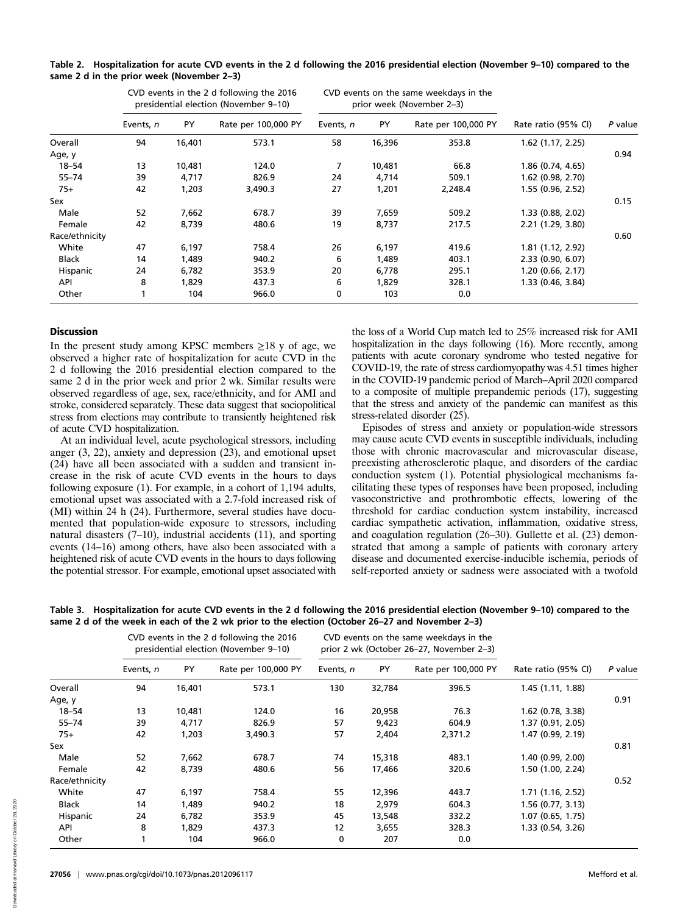**Table 2. Hospitalization for acute CVD events in the 2 d following the 2016 presidential election (November 9–10) compared to the same 2 d in the prior week (November 2–3)**

| | CVD events in the 2 d following the 2016 presidential election (November 9–10) | | | CVD events on the same weekdays in the prior week (November 2–3) | | | | |
|---|---|---|---|---|---|---|---|---|
| | Events, *n* | PY | Rate per 100,000 PY | Events, *n* | PY | Rate per 100,000 PY | Rate ratio (95% CI) | *P* value |
| Overall | 94 | 16,401 | 573.1 | 58 | 16,396 | 353.8 | 1.62 (1.17, 2.25) | |
| Age, y | | | | | | | | 0.94 |
| 18–54 | 13 | 10,481 | 124.0 | 7 | 10,481 | 66.8 | 1.86 (0.74, 4.65) | |
| 55–74 | 39 | 4,717 | 826.9 | 24 | 4,714 | 509.1 | 1.62 (0.98, 2.70) | |
| 75+ | 42 | 1,203 | 3,490.3 | 27 | 1,201 | 2,248.4 | 1.55 (0.96, 2.52) | |
| Sex | | | | | | | | 0.15 |
| Male | 52 | 7,662 | 678.7 | 39 | 7,659 | 509.2 | 1.33 (0.88, 2.02) | |
| Female | 42 | 8,739 | 480.6 | 19 | 8,737 | 217.5 | 2.21 (1.29, 3.80) | |
| Race/ethnicity | | | | | | | | 0.60 |
| White | 47 | 6,197 | 758.4 | 26 | 6,197 | 419.6 | 1.81 (1.12, 2.92) | |
| Black | 14 | 1,489 | 940.2 | 6 | 1,489 | 403.1 | 2.33 (0.90, 6.07) | |
| Hispanic | 24 | 6,782 | 353.9 | 20 | 6,778 | 295.1 | 1.20 (0.66, 2.17) | |
| API | 8 | 1,829 | 437.3 | 6 | 1,829 | 328.1 | 1.33 (0.46, 3.84) | |
| Other | 1 | 104 | 966.0 | 0 | 103 | 0.0 | | |

## Discussion

In the present study among KPSC members ≥18 y of age, we observed a higher rate of hospitalization for acute CVD in the 2 d following the 2016 presidential election compared to the same 2 d in the prior week and prior 2 wk. Similar results were observed regardless of age, sex, race/ethnicity, and for AMI and stroke, considered separately. These data suggest that sociopolitical stress from elections may contribute to transiently heightened risk of acute CVD hospitalization.

At an individual level, acute psychological stressors, including anger (3, 22), anxiety and depression (23), and emotional upset (24) have all been associated with a sudden and transient increase in the risk of acute CVD events in the hours to days following exposure (1). For example, in a cohort of 1,194 adults, emotional upset was associated with a 2.7-fold increased risk of (MI) within 24 h (24). Furthermore, several studies have documented that population-wide exposure to stressors, including natural disasters (7–10), industrial accidents (11), and sporting events (14–16) among others, have also been associated with a heightened risk of acute CVD events in the hours to days following the potential stressor. For example, emotional upset associated with the loss of a World Cup match led to 25% increased risk for AMI hospitalization in the days following (16). More recently, among patients with acute coronary syndrome who tested negative for COVID-19, the rate of stress cardiomyopathy was 4.51 times higher in the COVID-19 pandemic period of March–April 2020 compared to a composite of multiple prepandemic periods (17), suggesting that the stress and anxiety of the pandemic can manifest as this stress-related disorder (25).

Episodes of stress and anxiety or population-wide stressors may cause acute CVD events in susceptible individuals, including those with chronic macrovascular and microvascular disease, preexisting atherosclerotic plaque, and disorders of the cardiac conduction system (1). Potential physiological mechanisms facilitating these types of responses have been proposed, including vasoconstrictive and prothrombotic effects, lowering of the threshold for cardiac conduction system instability, increased cardiac sympathetic activation, inflammation, oxidative stress, and coagulation regulation (26–30). Gullette et al. (23) demonstrated that among a sample of patients with coronary artery disease and documented exercise-inducible ischemia, periods of self-reported anxiety or sadness were associated with a twofold

**Table 3. Hospitalization for acute CVD events in the 2 d following the 2016 presidential election (November 9–10) compared to the same 2 d of the week in each of the 2 wk prior to the election (October 26–27 and November 2–3)**

| | CVD events in the 2 d following the 2016 presidential election (November 9–10) | | | CVD events on the same weekdays in the prior 2 wk (October 26–27, November 2–3) | | | | |
|---|---|---|---|---|---|---|---|---|
| | Events, *n* | PY | Rate per 100,000 PY | Events, *n* | PY | Rate per 100,000 PY | Rate ratio (95% CI) | *P* value |
| Overall | 94 | 16,401 | 573.1 | 130 | 32,784 | 396.5 | 1.45 (1.11, 1.88) | |
| Age, y | | | | | | | | 0.91 |
| 18–54 | 13 | 10,481 | 124.0 | 16 | 20,958 | 76.3 | 1.62 (0.78, 3.38) | |
| 55–74 | 39 | 4,717 | 826.9 | 57 | 9,423 | 604.9 | 1.37 (0.91, 2.05) | |
| 75+ | 42 | 1,203 | 3,490.3 | 57 | 2,404 | 2,371.2 | 1.47 (0.99, 2.19) | |
| Sex | | | | | | | | 0.81 |
| Male | 52 | 7,662 | 678.7 | 74 | 15,318 | 483.1 | 1.40 (0.99, 2.00) | |
| Female | 42 | 8,739 | 480.6 | 56 | 17,466 | 320.6 | 1.50 (1.00, 2.24) | |
| Race/ethnicity | | | | | | | | 0.52 |
| White | 47 | 6,197 | 758.4 | 55 | 12,396 | 443.7 | 1.71 (1.16, 2.52) | |
| Black | 14 | 1,489 | 940.2 | 18 | 2,979 | 604.3 | 1.56 (0.77, 3.13) | |
| Hispanic | 24 | 6,782 | 353.9 | 45 | 13,548 | 332.2 | 1.07 (0.65, 1.75) | |
| API | 8 | 1,829 | 437.3 | 12 | 3,655 | 328.3 | 1.33 (0.54, 3.26) | |
| Other | 1 | 104 | 966.0 | 0 | 207 | 0.0 | | |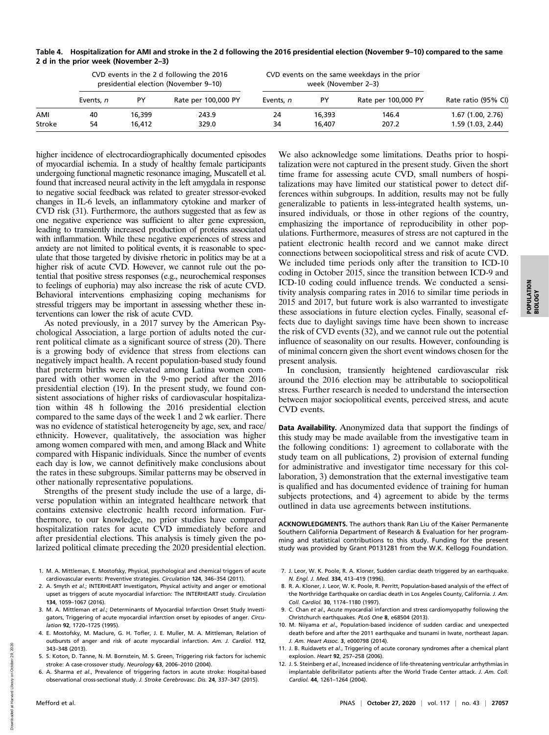**Table 4. Hospitalization for AMI and stroke in the 2 d following the 2016 presidential election (November 9–10) compared to the same 2 d in the prior week (November 2–3)**

| | CVD events in the 2 d following the 2016 presidential election (November 9–10) | | | CVD events on the same weekdays in the prior week (November 2–3) | | | |
|---|---|---|---|---|---|---|---|
| | Events, n | PY | Rate per 100,000 PY | Events, n | PY | Rate per 100,000 PY | Rate ratio (95% CI) |
| AMI | 40 | 16,399 | 243.9 | 24 | 16,393 | 146.4 | 1.67 (1.00, 2.76) |
| Stroke | 54 | 16,412 | 329.0 | 34 | 16,407 | 207.2 | 1.59 (1.03, 2.44) |

higher incidence of electrocardiographically documented episodes of myocardial ischemia. In a study of healthy female participants undergoing functional magnetic resonance imaging, Muscatell et al. found that increased neural activity in the left amygdala in response to negative social feedback was related to greater stressor-evoked changes in IL-6 levels, an inflammatory cytokine and marker of CVD risk (31). Furthermore, the authors suggested that as few as one negative experience was sufficient to alter gene expression, leading to transiently increased production of proteins associated with inflammation. While these negative experiences of stress and anxiety are not limited to political events, it is reasonable to speculate that those targeted by divisive rhetoric in politics may be at a higher risk of acute CVD. However, we cannot rule out the potential that positive stress responses (e.g., neurochemical responses to feelings of euphoria) may also increase the risk of acute CVD. Behavioral interventions emphasizing coping mechanisms for stressful triggers may be important in assessing whether these interventions can lower the risk of acute CVD.

As noted previously, in a 2017 survey by the American Psychological Association, a large portion of adults noted the current political climate as a significant source of stress (20). There is a growing body of evidence that stress from elections can negatively impact health. A recent population-based study found that preterm births were elevated among Latina women compared with other women in the 9-mo period after the 2016 presidential election (19). In the present study, we found consistent associations of higher risks of cardiovascular hospitalization within 48 h following the 2016 presidential election compared to the same days of the week 1 and 2 wk earlier. There was no evidence of statistical heterogeneity by age, sex, and race/ethnicity. However, qualitatively, the association was higher among women compared with men, and among Black and White compared with Hispanic individuals. Since the number of events each day is low, we cannot definitively make conclusions about the rates in these subgroups. Similar patterns may be observed in other nationally representative populations.

Strengths of the present study include the use of a large, diverse population within an integrated healthcare network that contains extensive electronic health record information. Furthermore, to our knowledge, no prior studies have compared hospitalization rates for acute CVD immediately before and after presidential elections. This analysis is timely given the polarized political climate preceding the 2020 presidential election.

We also acknowledge some limitations. Deaths prior to hospitalization were not captured in the present study. Given the short time frame for assessing acute CVD, small numbers of hospitalizations may have limited our statistical power to detect differences within subgroups. In addition, results may not be fully generalizable to patients in less-integrated health systems, uninsured individuals, or those in other regions of the country, emphasizing the importance of reproducibility in other populations. Furthermore, measures of stress are not captured in the patient electronic health record and we cannot make direct connections between sociopolitical stress and risk of acute CVD. We included time periods only after the transition to ICD-10 coding in October 2015, since the transition between ICD-9 and ICD-10 coding could influence trends. We conducted a sensitivity analysis comparing rates in 2016 to similar time periods in 2015 and 2017, but future work is also warranted to investigate these associations in future election cycles. Finally, seasonal effects due to daylight savings time have been shown to increase the risk of CVD events (32), and we cannot rule out the potential influence of seasonality on our results. However, confounding is of minimal concern given the short event windows chosen for the present analysis.

In conclusion, transiently heightened cardiovascular risk around the 2016 election may be attributable to sociopolitical stress. Further research is needed to understand the intersection between major sociopolitical events, perceived stress, and acute CVD events.

**Data Availability.** Anonymized data that support the findings of this study may be made available from the investigative team in the following conditions: 1) agreement to collaborate with the study team on all publications, 2) provision of external funding for administrative and investigator time necessary for this collaboration, 3) demonstration that the external investigative team is qualified and has documented evidence of training for human subjects protections, and 4) agreement to abide by the terms outlined in data use agreements between institutions.

**ACKNOWLEDGMENTS.** The authors thank Ran Liu of the Kaiser Permanente Southern California Department of Research & Evaluation for her programming and statistical contributions to this study. Funding for the present study was provided by Grant P0131281 from the W.K. Kellogg Foundation.

1. M. A. Mittleman, E. Mostofsky, Physical, psychological and chemical triggers of acute cardiovascular events: Preventive strategies. *Circulation* **124**, 346–354 (2011).
2. A. Smyth *et al.*; INTERHEART Investigators, Physical activity and anger or emotional upset as triggers of acute myocardial infarction: The INTERHEART study. *Circulation* **134**, 1059–1067 (2016).
3. M. A. Mittleman *et al.*; Determinants of Myocardial Infarction Onset Study Investigators, Triggering of acute myocardial infarction onset by episodes of anger. *Circulation* **92**, 1720–1725 (1995).
4. E. Mostofsky, M. Maclure, G. H. Tofler, J. E. Muller, M. A. Mittleman, Relation of outbursts of anger and risk of acute myocardial infarction. *Am. J. Cardiol.* **112**, 343–348 (2013).
5. S. Koton, D. Tanne, N. M. Bornstein, M. S. Green, Triggering risk factors for ischemic stroke: A case-crossover study. *Neurology* **63**, 2006–2010 (2004).
6. A. Sharma *et al.*, Prevalence of triggering factors in acute stroke: Hospital-based observational cross-sectional study. *J. Stroke Cerebrovasc. Dis.* **24**, 337–347 (2015).
7. J. Leor, W. K. Poole, R. A. Kloner, Sudden cardiac death triggered by an earthquake. *N. Engl. J. Med.* **334**, 413–419 (1996).
8. R. A. Kloner, J. Leor, W. K. Poole, R. Perritt, Population-based analysis of the effect of the Northridge Earthquake on cardiac death in Los Angeles County, California. *J. Am. Coll. Cardiol.* **30**, 1174–1180 (1997).
9. C. Chan *et al.*, Acute myocardial infarction and stress cardiomyopathy following the Christchurch earthquakes. *PLoS One* **8**, e68504 (2013).
10. M. Niiyama *et al.*, Population-based incidence of sudden cardiac and unexpected death before and after the 2011 earthquake and tsunami in Iwate, northeast Japan. *J. Am. Heart Assoc.* **3**, e000798 (2014).
11. J. B. Ruidavets *et al.*, Triggering of acute coronary syndromes after a chemical plant explosion. *Heart* **92**, 257–258 (2006).
12. J. S. Steinberg *et al.*, Increased incidence of life-threatening ventricular arrhythmias in implantable defibrillator patients after the World Trade Center attack. *J. Am. Coll. Cardiol.* **44**, 1261–1264 (2004).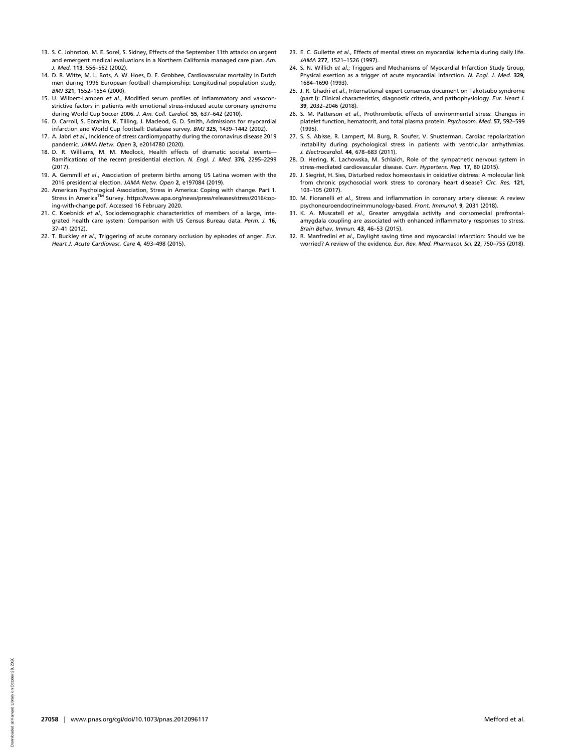13. S. C. Johnston, M. E. Sorel, S. Sidney, Effects of the September 11th attacks on urgent and emergent medical evaluations in a Northern California managed care plan. *Am. J. Med.* **113**, 556–562 (2002).
14. D. R. Witte, M. L. Bots, A. W. Hoes, D. E. Grobbee, Cardiovascular mortality in Dutch men during 1996 European football championship: Longitudinal population study. *BMJ* **321**, 1552–1554 (2000).
15. U. Wilbert-Lampen *et al*., Modified serum profiles of inflammatory and vasoconstrictive factors in patients with emotional stress-induced acute coronary syndrome during World Cup Soccer 2006. *J. Am. Coll. Cardiol.* **55**, 637–642 (2010).
16. D. Carroll, S. Ebrahim, K. Tilling, J. Macleod, G. D. Smith, Admissions for myocardial infarction and World Cup football: Database survey. *BMJ* **325**, 1439–1442 (2002).
17. A. Jabri *et al*., Incidence of stress cardiomyopathy during the coronavirus disease 2019 pandemic. *JAMA Netw. Open* **3**, e2014780 (2020).
18. D. R. Williams, M. M. Medlock, Health effects of dramatic societal events—Ramifications of the recent presidential election. *N. Engl. J. Med.* **376**, 2295–2299 (2017).
19. A. Gemmill *et al*., Association of preterm births among US Latina women with the 2016 presidential election. *JAMA Netw. Open* **2**, e197084 (2019).
20. American Psychological Association, Stress in America: Coping with change. Part 1. Stress in America™ Survey. https://www.apa.org/news/press/releases/stress/2016/coping-with-change.pdf. Accessed 16 February 2020.
21. C. Koebnick *et al*., Sociodemographic characteristics of members of a large, integrated health care system: Comparison with US Census Bureau data. *Perm. J.* **16**, 37–41 (2012).
22. T. Buckley *et al*., Triggering of acute coronary occlusion by episodes of anger. *Eur. Heart J. Acute Cardiovasc. Care* **4**, 493–498 (2015).
23. E. C. Gullette *et al*., Effects of mental stress on myocardial ischemia during daily life. *JAMA* **277**, 1521–1526 (1997).
24. S. N. Willich *et al*.; Triggers and Mechanisms of Myocardial Infarction Study Group, Physical exertion as a trigger of acute myocardial infarction. *N. Engl. J. Med.* **329**, 1684–1690 (1993).
25. J. R. Ghadri *et al*., International expert consensus document on Takotsubo syndrome (part I): Clinical characteristics, diagnostic criteria, and pathophysiology. *Eur. Heart J.* **39**, 2032–2046 (2018).
26. S. M. Patterson *et al*., Prothrombotic effects of environmental stress: Changes in platelet function, hematocrit, and total plasma protein. *Psychosom. Med.* **57**, 592–599 (1995).
27. S. S. Abisse, R. Lampert, M. Burg, R. Soufer, V. Shusterman, Cardiac repolarization instability during psychological stress in patients with ventricular arrhythmias. *J. Electrocardiol.* **44**, 678–683 (2011).
28. D. Hering, K. Lachowska, M. Schlaich, Role of the sympathetic nervous system in stress-mediated cardiovascular disease. *Curr. Hypertens. Rep.* **17**, 80 (2015).
29. J. Siegrist, H. Sies, Disturbed redox homeostasis in oxidative distress: A molecular link from chronic psychosocial work stress to coronary heart disease? *Circ. Res.* **121**, 103–105 (2017).
30. M. Fioranelli *et al*., Stress and inflammation in coronary artery disease: A review psychoneuroendocrineimmunology-based. *Front. Immunol.* **9**, 2031 (2018).
31. K. A. Muscatell *et al*., Greater amygdala activity and dorsomedial prefrontal-amygdala coupling are associated with enhanced inflammatory responses to stress. *Brain Behav. Immun.* **43**, 46–53 (2015).
32. R. Manfredini *et al*., Daylight saving time and myocardial infarction: Should we be worried? A review of the evidence. *Eur. Rev. Med. Pharmacol. Sci.* **22**, 750–755 (2018).